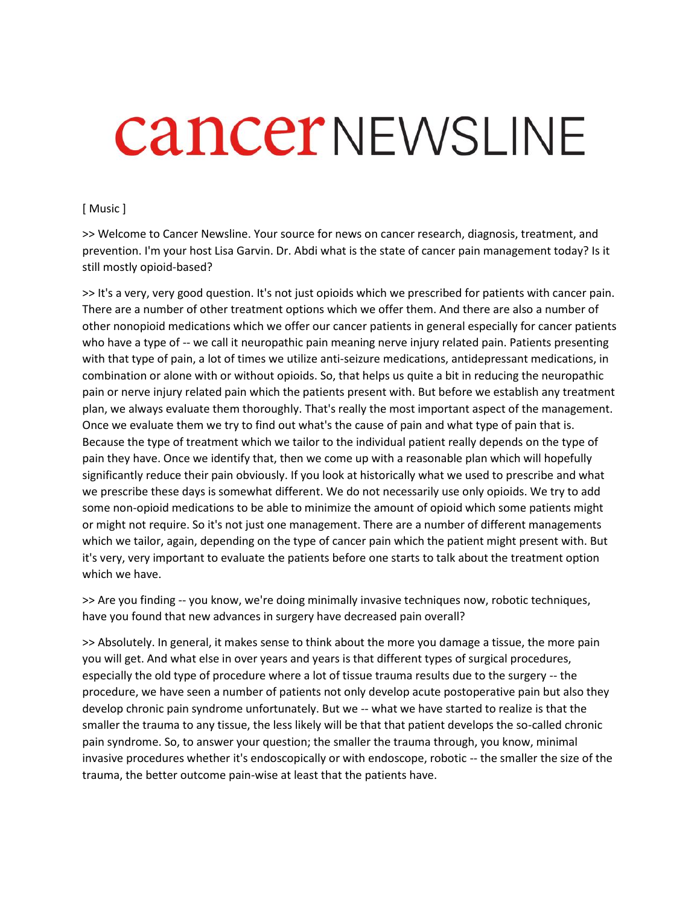# cancer NEWSLINE

[ Music ]

>> Welcome to Cancer Newsline. Your source for news on cancer research, diagnosis, treatment, and prevention. I'm your host Lisa Garvin. Dr. Abdi what is the state of cancer pain management today? Is it still mostly opioid-based?

>> It's a very, very good question. It's not just opioids which we prescribed for patients with cancer pain. There are a number of other treatment options which we offer them. And there are also a number of other nonopioid medications which we offer our cancer patients in general especially for cancer patients who have a type of -- we call it neuropathic pain meaning nerve injury related pain. Patients presenting with that type of pain, a lot of times we utilize anti-seizure medications, antidepressant medications, in combination or alone with or without opioids. So, that helps us quite a bit in reducing the neuropathic pain or nerve injury related pain which the patients present with. But before we establish any treatment plan, we always evaluate them thoroughly. That's really the most important aspect of the management. Once we evaluate them we try to find out what's the cause of pain and what type of pain that is. Because the type of treatment which we tailor to the individual patient really depends on the type of pain they have. Once we identify that, then we come up with a reasonable plan which will hopefully significantly reduce their pain obviously. If you look at historically what we used to prescribe and what we prescribe these days is somewhat different. We do not necessarily use only opioids. We try to add some non-opioid medications to be able to minimize the amount of opioid which some patients might or might not require. So it's not just one management. There are a number of different managements which we tailor, again, depending on the type of cancer pain which the patient might present with. But it's very, very important to evaluate the patients before one starts to talk about the treatment option which we have.

>> Are you finding -- you know, we're doing minimally invasive techniques now, robotic techniques, have you found that new advances in surgery have decreased pain overall?

>> Absolutely. In general, it makes sense to think about the more you damage a tissue, the more pain you will get. And what else in over years and years is that different types of surgical procedures, especially the old type of procedure where a lot of tissue trauma results due to the surgery -- the procedure, we have seen a number of patients not only develop acute postoperative pain but also they develop chronic pain syndrome unfortunately. But we -- what we have started to realize is that the smaller the trauma to any tissue, the less likely will be that that patient develops the so-called chronic pain syndrome. So, to answer your question; the smaller the trauma through, you know, minimal invasive procedures whether it's endoscopically or with endoscope, robotic -- the smaller the size of the trauma, the better outcome pain-wise at least that the patients have.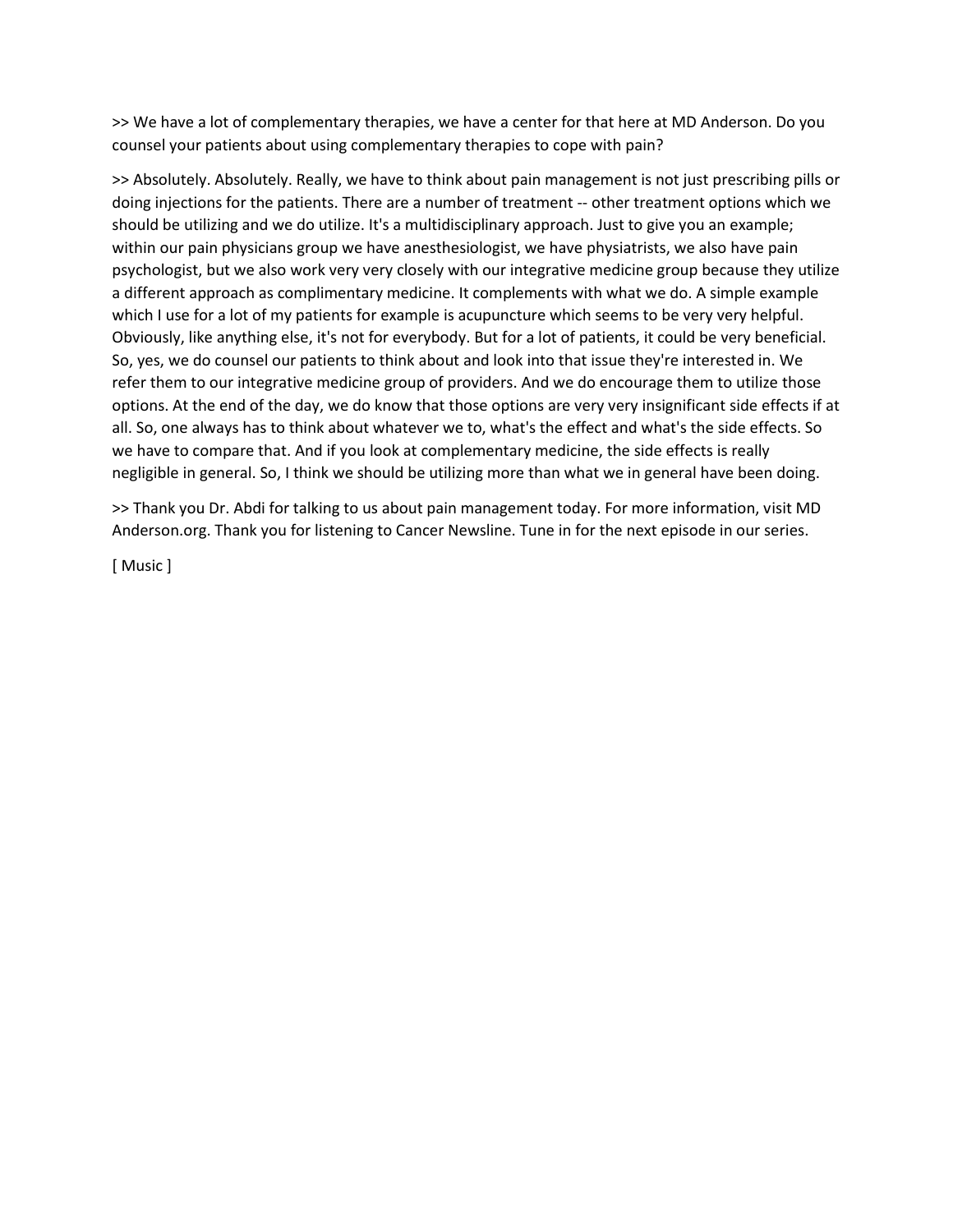>> We have a lot of complementary therapies, we have a center for that here at MD Anderson. Do you counsel your patients about using complementary therapies to cope with pain?

>> Absolutely. Absolutely. Really, we have to think about pain management is not just prescribing pills or doing injections for the patients. There are a number of treatment -- other treatment options which we should be utilizing and we do utilize. It's a multidisciplinary approach. Just to give you an example; within our pain physicians group we have anesthesiologist, we have physiatrists, we also have pain psychologist, but we also work very very closely with our integrative medicine group because they utilize a different approach as complimentary medicine. It complements with what we do. A simple example which I use for a lot of my patients for example is acupuncture which seems to be very very helpful. Obviously, like anything else, it's not for everybody. But for a lot of patients, it could be very beneficial. So, yes, we do counsel our patients to think about and look into that issue they're interested in. We refer them to our integrative medicine group of providers. And we do encourage them to utilize those options. At the end of the day, we do know that those options are very very insignificant side effects if at all. So, one always has to think about whatever we to, what's the effect and what's the side effects. So we have to compare that. And if you look at complementary medicine, the side effects is really negligible in general. So, I think we should be utilizing more than what we in general have been doing.

>> Thank you Dr. Abdi for talking to us about pain management today. For more information, visit MD Anderson.org. Thank you for listening to Cancer Newsline. Tune in for the next episode in our series.

[ Music ]